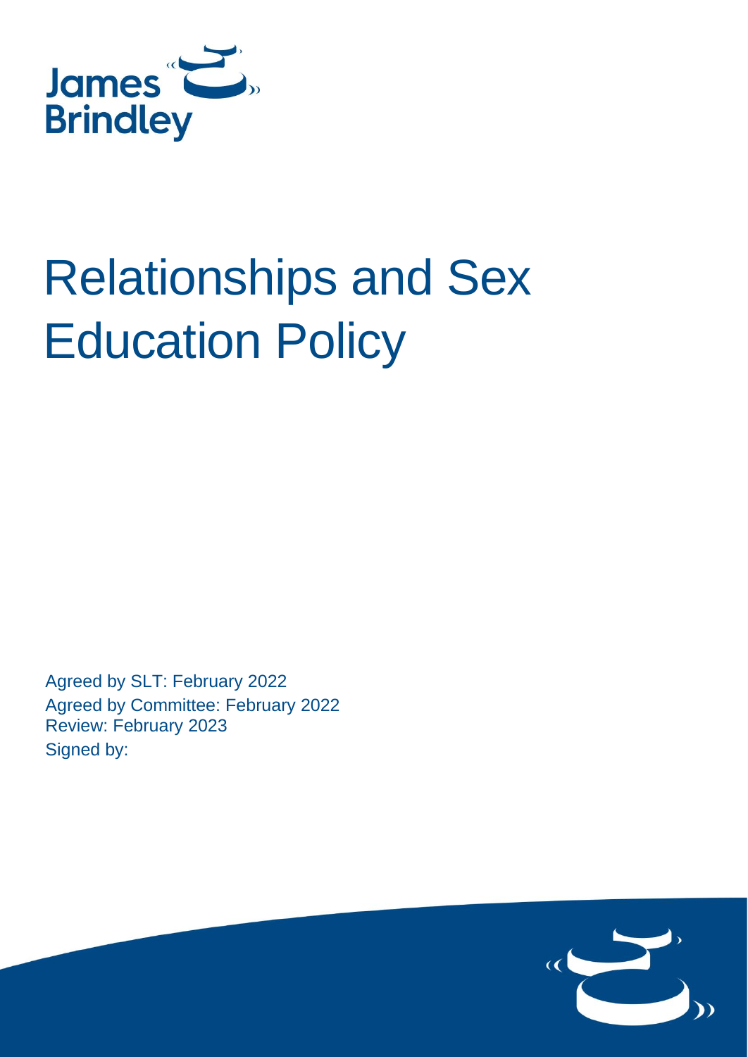James Brindley

# Relationships and Sex Education Policy

Agreed by SLT: February 2022

Agreed by Committee: February 2022

Review: February 2023

Signed by: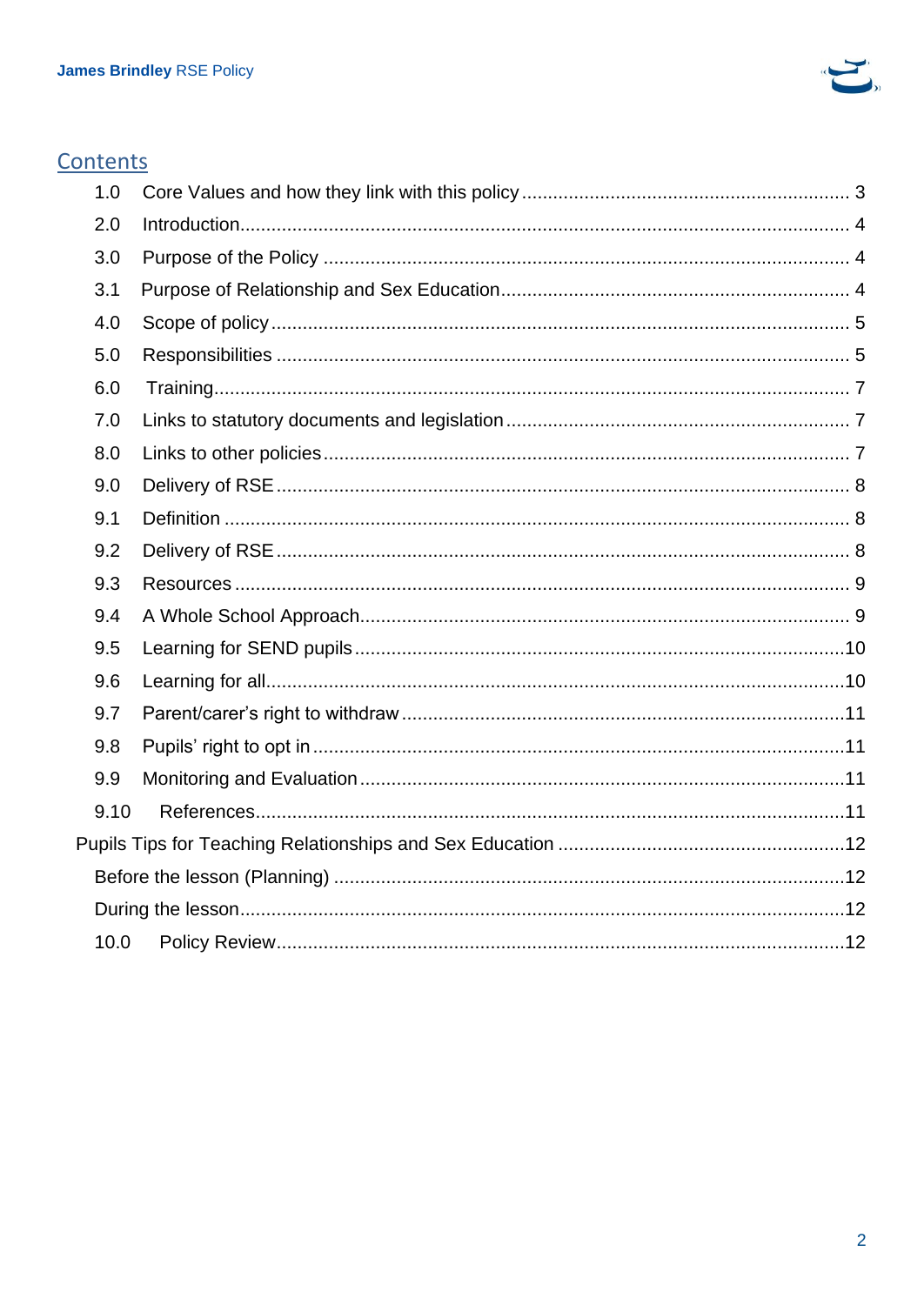## Contents

| | | |
|---|---|---|
| 1.0 | Core Values and how they link with this policy | 3 |
| 2.0 | Introduction | 4 |
| 3.0 | Purpose of the Policy | 4 |
| 3.1 | Purpose of Relationship and Sex Education | 4 |
| 4.0 | Scope of policy | 5 |
| 5.0 | Responsibilities | 5 |
| 6.0 | Training | 7 |
| 7.0 | Links to statutory documents and legislation | 7 |
| 8.0 | Links to other policies | 7 |
| 9.0 | Delivery of RSE | 8 |
| 9.1 | Definition | 8 |
| 9.2 | Delivery of RSE | 8 |
| 9.3 | Resources | 9 |
| 9.4 | A Whole School Approach | 9 |
| 9.5 | Learning for SEND pupils | 10 |
| 9.6 | Learning for all | 10 |
| 9.7 | Parent/carer's right to withdraw | 11 |
| 9.8 | Pupils' right to opt in | 11 |
| 9.9 | Monitoring and Evaluation | 11 |
| 9.10 | References | 11 |
| | Pupils Tips for Teaching Relationships and Sex Education | 12 |
| | Before the lesson (Planning) | 12 |
| | During the lesson | 12 |
| 10.0 | Policy Review | 12 |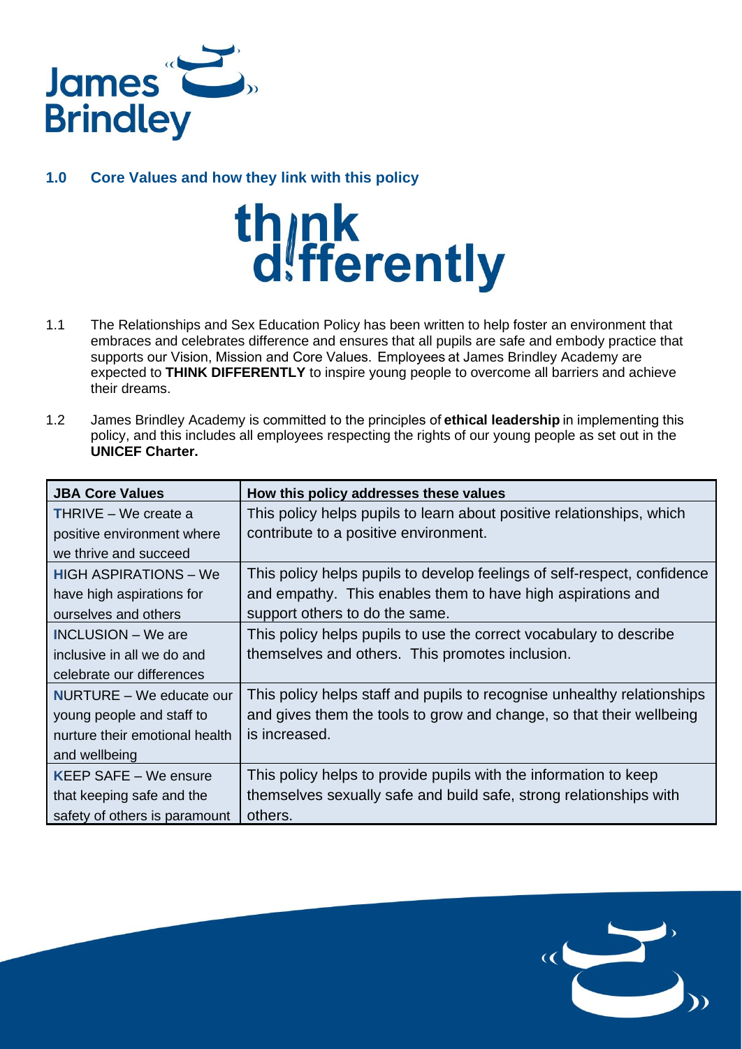## 1.0 Core Values and how they link with this policy

**think differently**

1.1 The Relationships and Sex Education Policy has been written to help foster an environment that embraces and celebrates difference and ensures that all pupils are safe and embody practice that supports our Vision, Mission and Core Values. Employees at James Brindley Academy are expected to **THINK DIFFERENTLY** to inspire young people to overcome all barriers and achieve their dreams.

1.2 James Brindley Academy is committed to the principles of **ethical leadership** in implementing this policy, and this includes all employees respecting the rights of our young people as set out in the **UNICEF Charter.**

| **JBA Core Values** | **How this policy addresses these values** |
|---|---|
| **T**HRIVE – We create a positive environment where we thrive and succeed | This policy helps pupils to learn about positive relationships, which contribute to a positive environment. |
| **H**IGH ASPIRATIONS – We have high aspirations for ourselves and others | This policy helps pupils to develop feelings of self-respect, confidence and empathy. This enables them to have high aspirations and support others to do the same. |
| **I**NCLUSION – We are inclusive in all we do and celebrate our differences | This policy helps pupils to use the correct vocabulary to describe themselves and others. This promotes inclusion. |
| **N**URTURE – We educate our young people and staff to nurture their emotional health and wellbeing | This policy helps staff and pupils to recognise unhealthy relationships and gives them the tools to grow and change, so that their wellbeing is increased. |
| **K**EEP SAFE – We ensure that keeping safe and the safety of others is paramount | This policy helps to provide pupils with the information to keep themselves sexually safe and build safe, strong relationships with others. |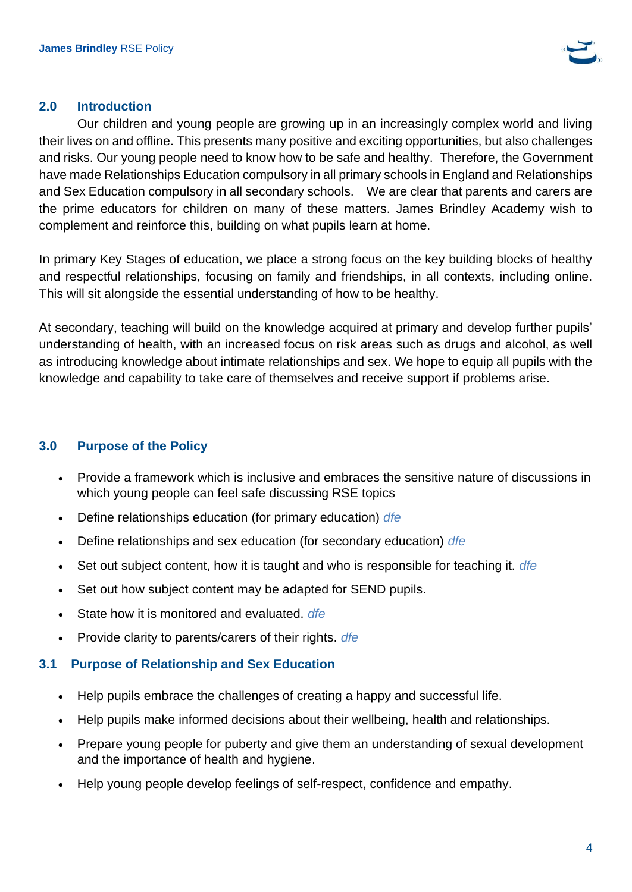## 2.0 Introduction

Our children and young people are growing up in an increasingly complex world and living their lives on and offline. This presents many positive and exciting opportunities, but also challenges and risks. Our young people need to know how to be safe and healthy. Therefore, the Government have made Relationships Education compulsory in all primary schools in England and Relationships and Sex Education compulsory in all secondary schools. We are clear that parents and carers are the prime educators for children on many of these matters. James Brindley Academy wish to complement and reinforce this, building on what pupils learn at home.

In primary Key Stages of education, we place a strong focus on the key building blocks of healthy and respectful relationships, focusing on family and friendships, in all contexts, including online. This will sit alongside the essential understanding of how to be healthy.

At secondary, teaching will build on the knowledge acquired at primary and develop further pupils' understanding of health, with an increased focus on risk areas such as drugs and alcohol, as well as introducing knowledge about intimate relationships and sex. We hope to equip all pupils with the knowledge and capability to take care of themselves and receive support if problems arise.

## 3.0 Purpose of the Policy

- Provide a framework which is inclusive and embraces the sensitive nature of discussions in which young people can feel safe discussing RSE topics
- Define relationships education (for primary education) *dfe*
- Define relationships and sex education (for secondary education) *dfe*
- Set out subject content, how it is taught and who is responsible for teaching it. *dfe*
- Set out how subject content may be adapted for SEND pupils.
- State how it is monitored and evaluated. *dfe*
- Provide clarity to parents/carers of their rights. *dfe*

### 3.1 Purpose of Relationship and Sex Education

- Help pupils embrace the challenges of creating a happy and successful life.
- Help pupils make informed decisions about their wellbeing, health and relationships.
- Prepare young people for puberty and give them an understanding of sexual development and the importance of health and hygiene.
- Help young people develop feelings of self-respect, confidence and empathy.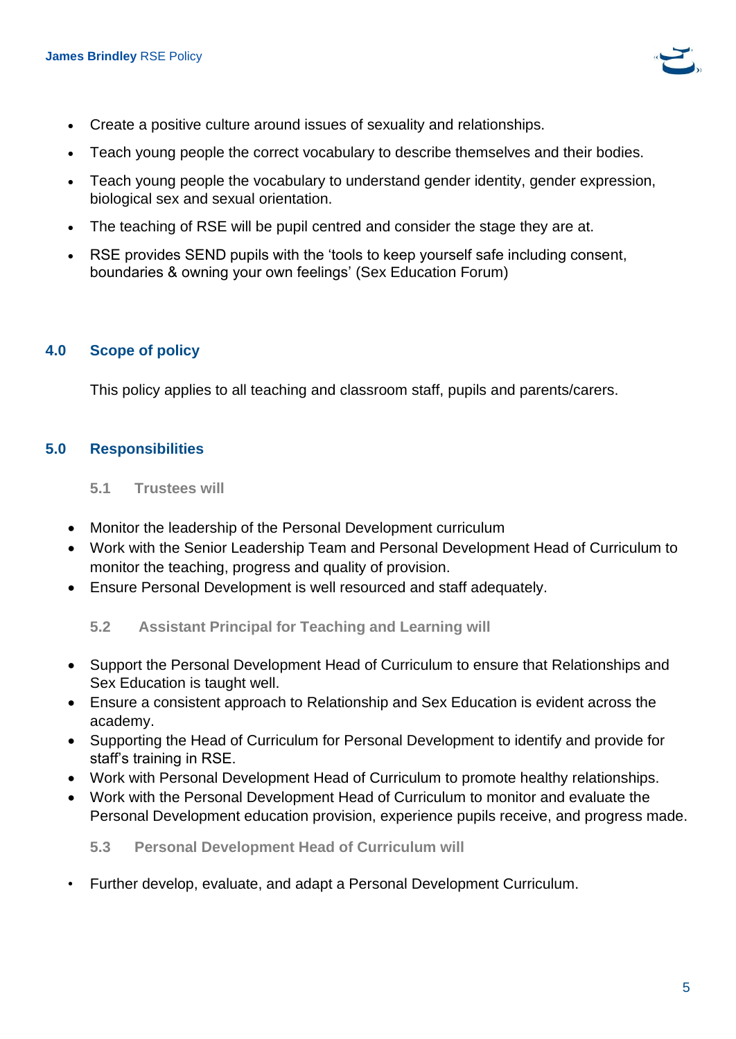- Create a positive culture around issues of sexuality and relationships.
- Teach young people the correct vocabulary to describe themselves and their bodies.
- Teach young people the vocabulary to understand gender identity, gender expression, biological sex and sexual orientation.
- The teaching of RSE will be pupil centred and consider the stage they are at.
- RSE provides SEND pupils with the 'tools to keep yourself safe including consent, boundaries & owning your own feelings' (Sex Education Forum)

## 4.0 Scope of policy

This policy applies to all teaching and classroom staff, pupils and parents/carers.

## 5.0 Responsibilities

### 5.1 Trustees will

- Monitor the leadership of the Personal Development curriculum
- Work with the Senior Leadership Team and Personal Development Head of Curriculum to monitor the teaching, progress and quality of provision.
- Ensure Personal Development is well resourced and staff adequately.

### 5.2 Assistant Principal for Teaching and Learning will

- Support the Personal Development Head of Curriculum to ensure that Relationships and Sex Education is taught well.
- Ensure a consistent approach to Relationship and Sex Education is evident across the academy.
- Supporting the Head of Curriculum for Personal Development to identify and provide for staff's training in RSE.
- Work with Personal Development Head of Curriculum to promote healthy relationships.
- Work with the Personal Development Head of Curriculum to monitor and evaluate the Personal Development education provision, experience pupils receive, and progress made.

### 5.3 Personal Development Head of Curriculum will

- Further develop, evaluate, and adapt a Personal Development Curriculum.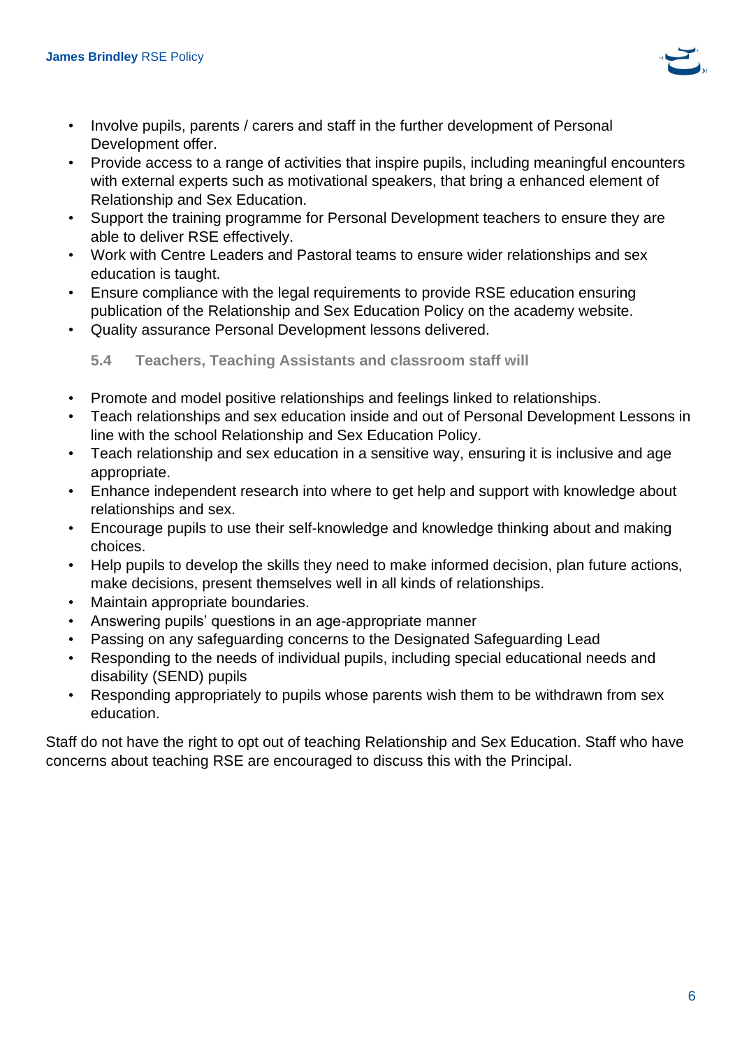- Involve pupils, parents / carers and staff in the further development of Personal Development offer.
- Provide access to a range of activities that inspire pupils, including meaningful encounters with external experts such as motivational speakers, that bring a enhanced element of Relationship and Sex Education.
- Support the training programme for Personal Development teachers to ensure they are able to deliver RSE effectively.
- Work with Centre Leaders and Pastoral teams to ensure wider relationships and sex education is taught.
- Ensure compliance with the legal requirements to provide RSE education ensuring publication of the Relationship and Sex Education Policy on the academy website.
- Quality assurance Personal Development lessons delivered.

### 5.4 Teachers, Teaching Assistants and classroom staff will

- Promote and model positive relationships and feelings linked to relationships.
- Teach relationships and sex education inside and out of Personal Development Lessons in line with the school Relationship and Sex Education Policy.
- Teach relationship and sex education in a sensitive way, ensuring it is inclusive and age appropriate.
- Enhance independent research into where to get help and support with knowledge about relationships and sex.
- Encourage pupils to use their self-knowledge and knowledge thinking about and making choices.
- Help pupils to develop the skills they need to make informed decision, plan future actions, make decisions, present themselves well in all kinds of relationships.
- Maintain appropriate boundaries.
- Answering pupils' questions in an age-appropriate manner
- Passing on any safeguarding concerns to the Designated Safeguarding Lead
- Responding to the needs of individual pupils, including special educational needs and disability (SEND) pupils
- Responding appropriately to pupils whose parents wish them to be withdrawn from sex education.

Staff do not have the right to opt out of teaching Relationship and Sex Education. Staff who have concerns about teaching RSE are encouraged to discuss this with the Principal.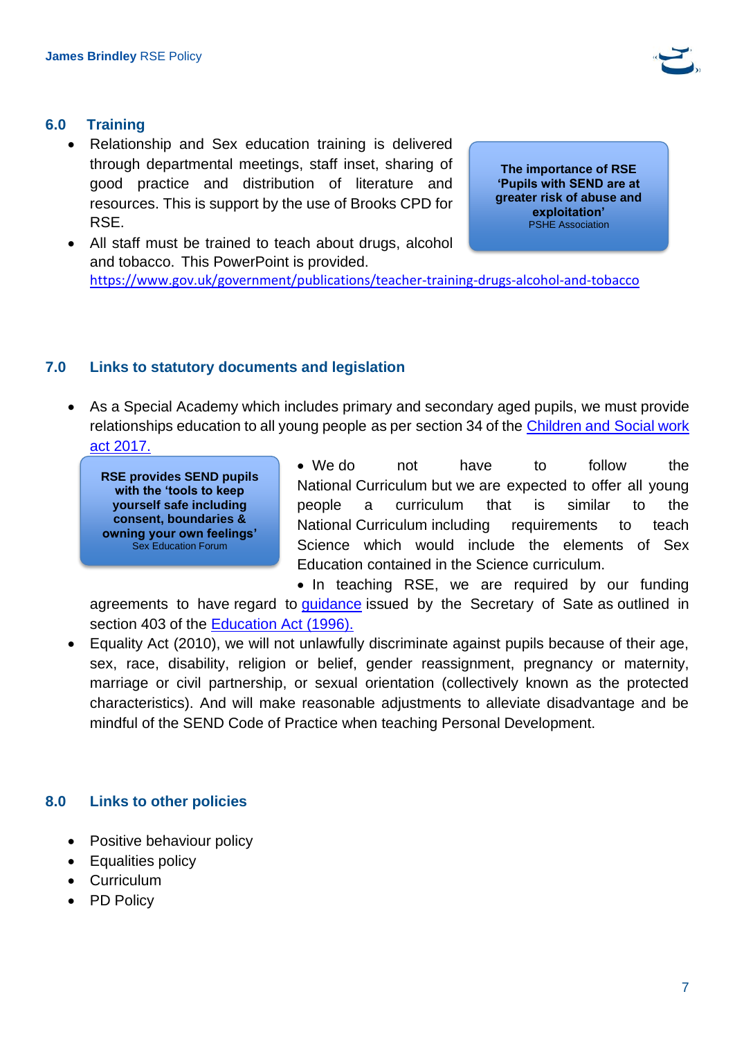## 6.0 Training

- Relationship and Sex education training is delivered through departmental meetings, staff inset, sharing of good practice and distribution of literature and resources. This is support by the use of Brooks CPD for RSE.
- All staff must be trained to teach about drugs, alcohol and tobacco. This PowerPoint is provided. [https://www.gov.uk/government/publications/teacher-training-drugs-alcohol-and-tobacco](https://www.gov.uk/government/publications/teacher-training-drugs-alcohol-and-tobacco)

**The importance of RSE 'Pupils with SEND are at greater risk of abuse and exploitation'**
PSHE Association

## 7.0 Links to statutory documents and legislation

- As a Special Academy which includes primary and secondary aged pupils, we must provide relationships education to all young people as per section 34 of the Children and Social work act 2017.

**RSE provides SEND pupils with the 'tools to keep yourself safe including consent, boundaries & owning your own feelings'**
Sex Education Forum

- We do not have to follow the National Curriculum but we are expected to offer all young people a curriculum that is similar to the National Curriculum including requirements to teach Science which would include the elements of Sex Education contained in the Science curriculum.
- In teaching RSE, we are required by our funding agreements to have regard to guidance issued by the Secretary of Sate as outlined in section 403 of the Education Act (1996).
- Equality Act (2010), we will not unlawfully discriminate against pupils because of their age, sex, race, disability, religion or belief, gender reassignment, pregnancy or maternity, marriage or civil partnership, or sexual orientation (collectively known as the protected characteristics). And will make reasonable adjustments to alleviate disadvantage and be mindful of the SEND Code of Practice when teaching Personal Development.

## 8.0 Links to other policies

- Positive behaviour policy
- Equalities policy
- Curriculum
- PD Policy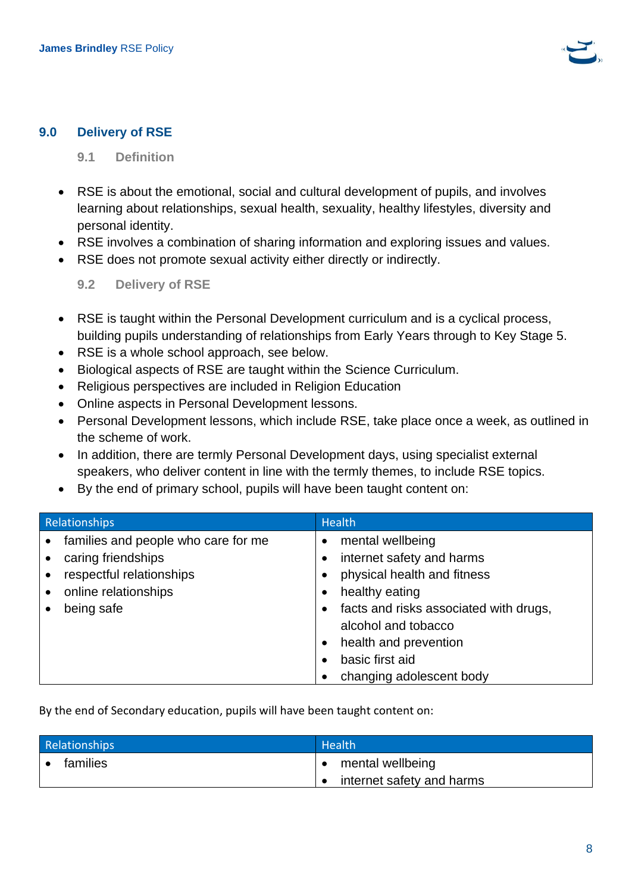## 9.0 Delivery of RSE

### 9.1 Definition

- RSE is about the emotional, social and cultural development of pupils, and involves learning about relationships, sexual health, sexuality, healthy lifestyles, diversity and personal identity.
- RSE involves a combination of sharing information and exploring issues and values.
- RSE does not promote sexual activity either directly or indirectly.

### 9.2 Delivery of RSE

- RSE is taught within the Personal Development curriculum and is a cyclical process, building pupils understanding of relationships from Early Years through to Key Stage 5.
- RSE is a whole school approach, see below.
- Biological aspects of RSE are taught within the Science Curriculum.
- Religious perspectives are included in Religion Education
- Online aspects in Personal Development lessons.
- Personal Development lessons, which include RSE, take place once a week, as outlined in the scheme of work.
- In addition, there are termly Personal Development days, using specialist external speakers, who deliver content in line with the termly themes, to include RSE topics.
- By the end of primary school, pupils will have been taught content on:

| Relationships | Health |
|---|---|
| • families and people who care for me<br>• caring friendships<br>• respectful relationships<br>• online relationships<br>• being safe | • mental wellbeing<br>• internet safety and harms<br>• physical health and fitness<br>• healthy eating<br>• facts and risks associated with drugs, alcohol and tobacco<br>• health and prevention<br>• basic first aid<br>• changing adolescent body |

By the end of Secondary education, pupils will have been taught content on:

| Relationships | Health |
|---|---|
| • families | • mental wellbeing<br>• internet safety and harms |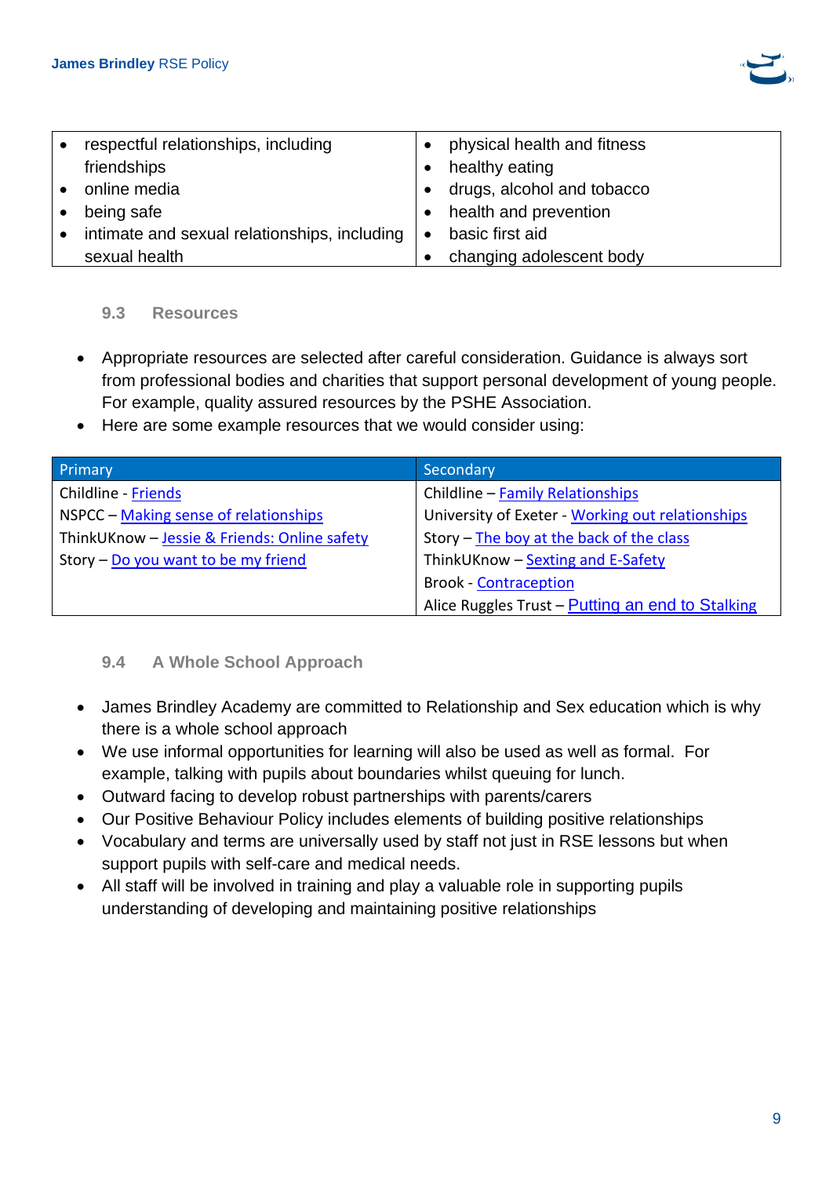| | |
|---|---|
| • respectful relationships, including friendships<br>• online media<br>• being safe<br>• intimate and sexual relationships, including sexual health | • physical health and fitness<br>• healthy eating<br>• drugs, alcohol and tobacco<br>• health and prevention<br>• basic first aid<br>• changing adolescent body |

### 9.3 Resources

- Appropriate resources are selected after careful consideration. Guidance is always sort from professional bodies and charities that support personal development of young people. For example, quality assured resources by the PSHE Association.
- Here are some example resources that we would consider using:

| Primary | Secondary |
|---|---|
| Childline - Friends | Childline – Family Relationships |
| NSPCC – Making sense of relationships | University of Exeter - Working out relationships |
| ThinkUKnow – Jessie & Friends: Online safety | Story – The boy at the back of the class |
| Story – Do you want to be my friend | ThinkUKnow – Sexting and E-Safety |
| | Brook - Contraception |
| | Alice Ruggles Trust – Putting an end to Stalking |

### 9.4 A Whole School Approach

- James Brindley Academy are committed to Relationship and Sex education which is why there is a whole school approach
- We use informal opportunities for learning will also be used as well as formal. For example, talking with pupils about boundaries whilst queuing for lunch.
- Outward facing to develop robust partnerships with parents/carers
- Our Positive Behaviour Policy includes elements of building positive relationships
- Vocabulary and terms are universally used by staff not just in RSE lessons but when support pupils with self-care and medical needs.
- All staff will be involved in training and play a valuable role in supporting pupils understanding of developing and maintaining positive relationships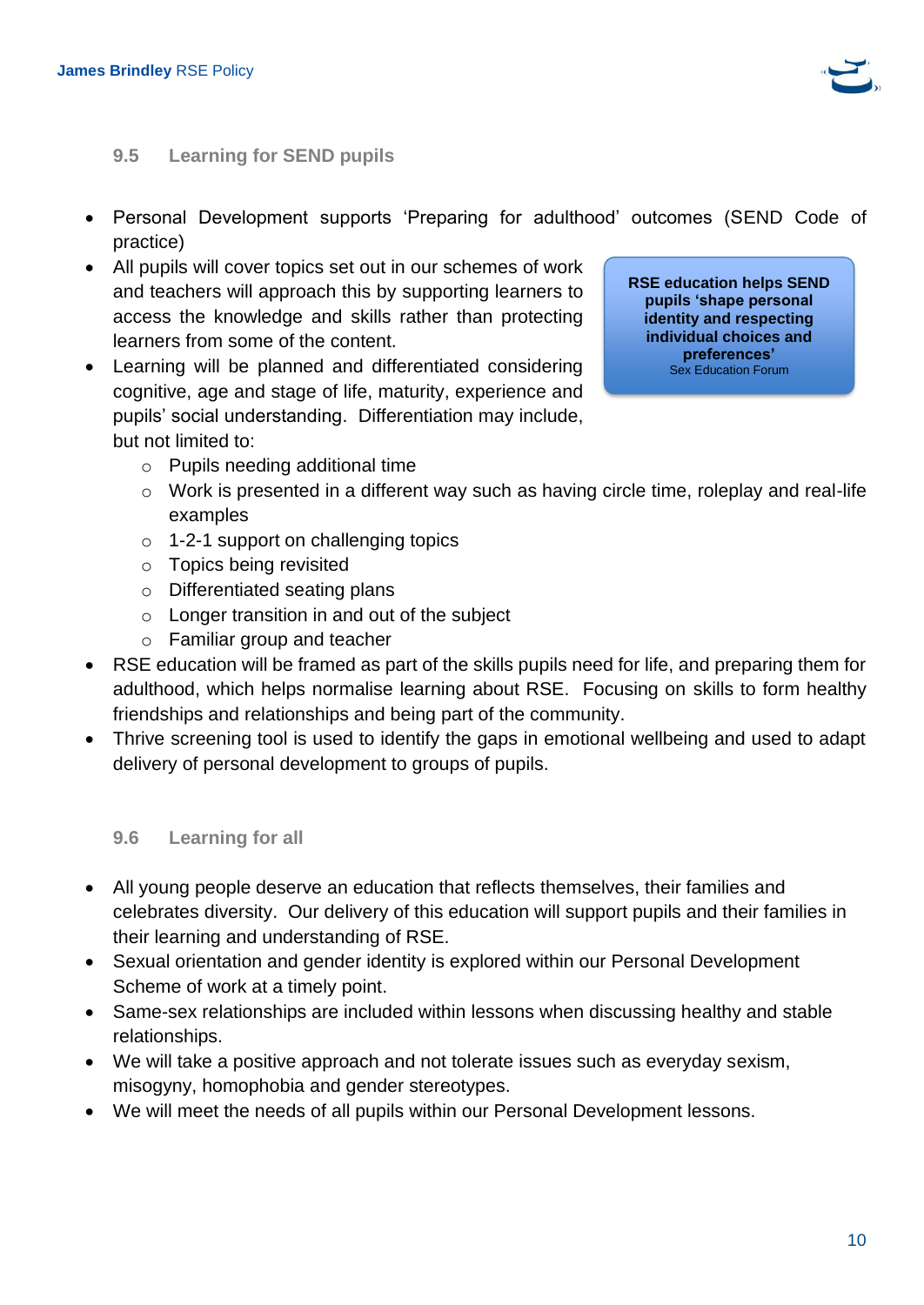### 9.5 Learning for SEND pupils

- Personal Development supports 'Preparing for adulthood' outcomes (SEND Code of practice)
- All pupils will cover topics set out in our schemes of work and teachers will approach this by supporting learners to access the knowledge and skills rather than protecting learners from some of the content.
- Learning will be planned and differentiated considering cognitive, age and stage of life, maturity, experience and pupils' social understanding. Differentiation may include, but not limited to:
  - Pupils needing additional time
  - Work is presented in a different way such as having circle time, roleplay and real-life examples
  - 1-2-1 support on challenging topics
  - Topics being revisited
  - Differentiated seating plans
  - Longer transition in and out of the subject
  - Familiar group and teacher
- RSE education will be framed as part of the skills pupils need for life, and preparing them for adulthood, which helps normalise learning about RSE. Focusing on skills to form healthy friendships and relationships and being part of the community.
- Thrive screening tool is used to identify the gaps in emotional wellbeing and used to adapt delivery of personal development to groups of pupils.

**RSE education helps SEND pupils 'shape personal identity and respecting individual choices and preferences'**
Sex Education Forum

### 9.6 Learning for all

- All young people deserve an education that reflects themselves, their families and celebrates diversity. Our delivery of this education will support pupils and their families in their learning and understanding of RSE.
- Sexual orientation and gender identity is explored within our Personal Development Scheme of work at a timely point.
- Same-sex relationships are included within lessons when discussing healthy and stable relationships.
- We will take a positive approach and not tolerate issues such as everyday sexism, misogyny, homophobia and gender stereotypes.
- We will meet the needs of all pupils within our Personal Development lessons.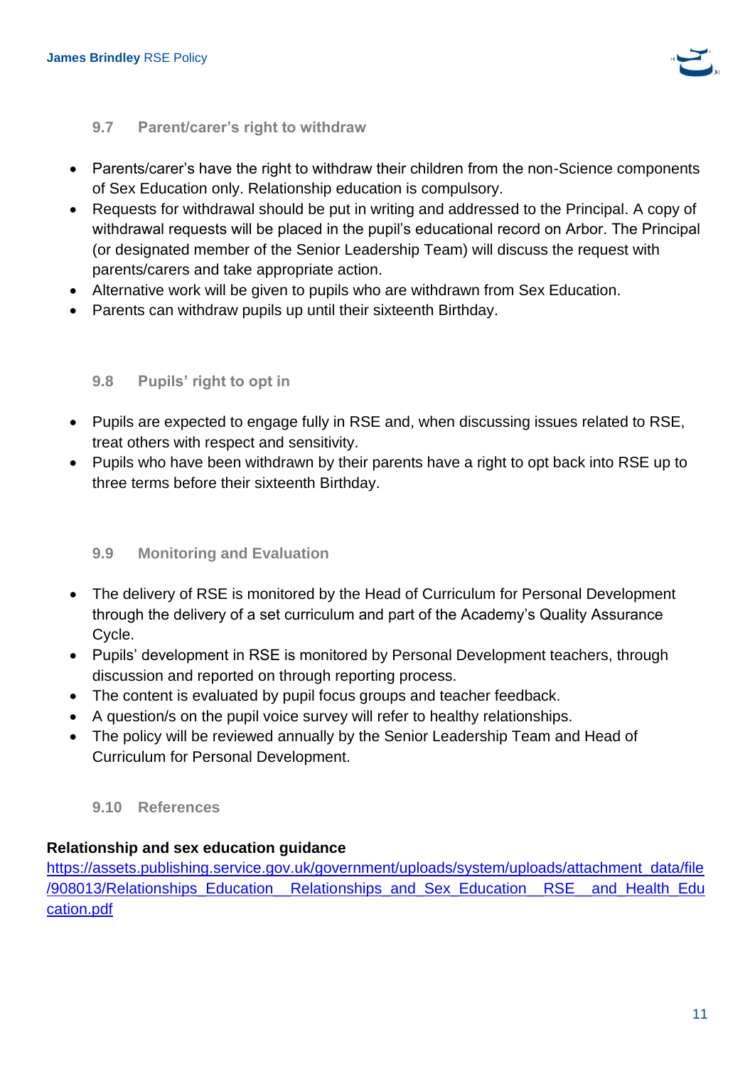### 9.7 Parent/carer's right to withdraw

- Parents/carer's have the right to withdraw their children from the non-Science components of Sex Education only. Relationship education is compulsory.
- Requests for withdrawal should be put in writing and addressed to the Principal. A copy of withdrawal requests will be placed in the pupil's educational record on Arbor. The Principal (or designated member of the Senior Leadership Team) will discuss the request with parents/carers and take appropriate action.
- Alternative work will be given to pupils who are withdrawn from Sex Education.
- Parents can withdraw pupils up until their sixteenth Birthday.

### 9.8 Pupils' right to opt in

- Pupils are expected to engage fully in RSE and, when discussing issues related to RSE, treat others with respect and sensitivity.
- Pupils who have been withdrawn by their parents have a right to opt back into RSE up to three terms before their sixteenth Birthday.

### 9.9 Monitoring and Evaluation

- The delivery of RSE is monitored by the Head of Curriculum for Personal Development through the delivery of a set curriculum and part of the Academy's Quality Assurance Cycle.
- Pupils' development in RSE is monitored by Personal Development teachers, through discussion and reported on through reporting process.
- The content is evaluated by pupil focus groups and teacher feedback.
- A question/s on the pupil voice survey will refer to healthy relationships.
- The policy will be reviewed annually by the Senior Leadership Team and Head of Curriculum for Personal Development.

### 9.10 References

**Relationship and sex education guidance**
https://assets.publishing.service.gov.uk/government/uploads/system/uploads/attachment_data/file/908013/Relationships_Education__Relationships_and_Sex_Education__RSE__and_Health_Education.pdf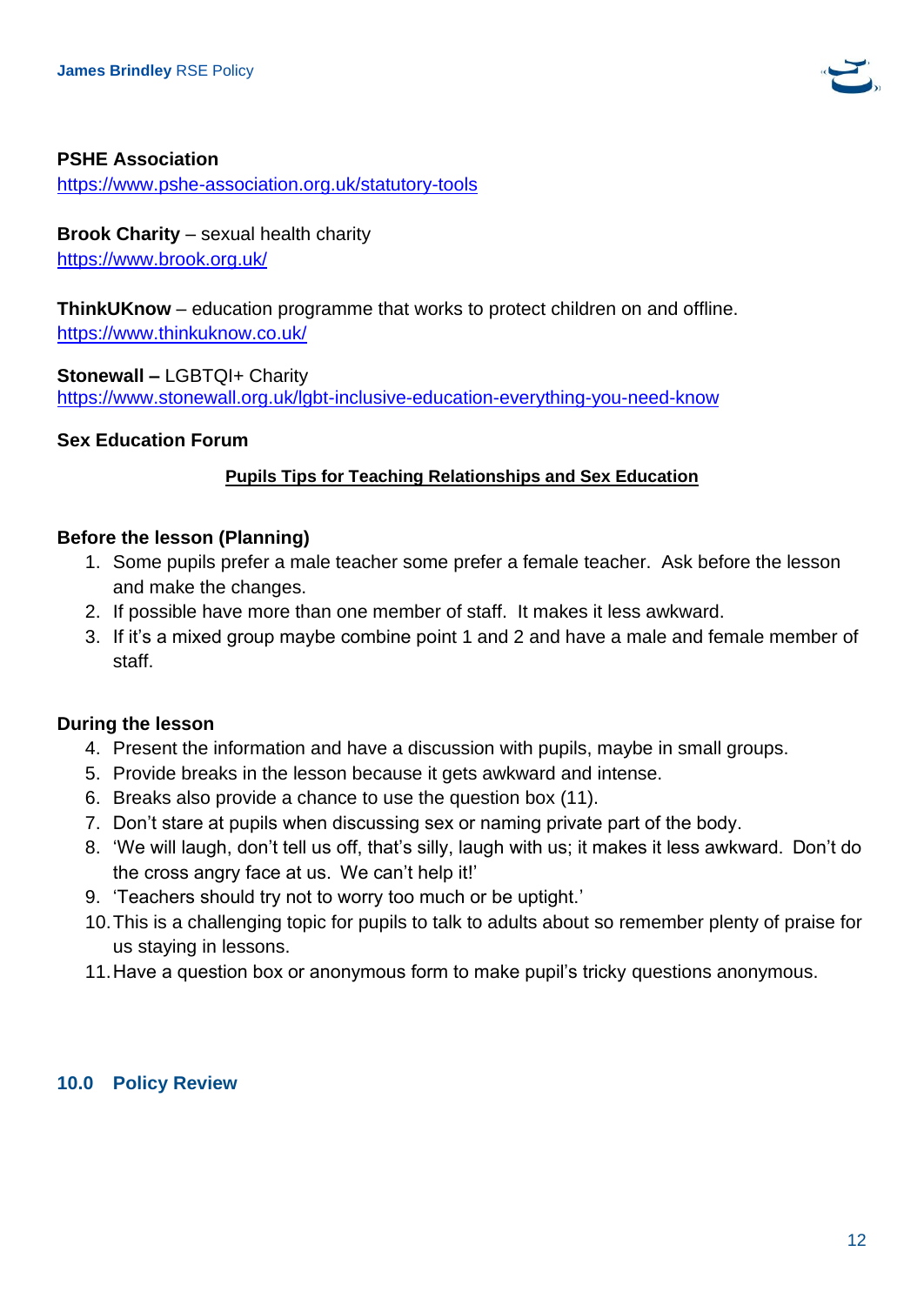**PSHE Association**
https://www.pshe-association.org.uk/statutory-tools

**Brook Charity** – sexual health charity
https://www.brook.org.uk/

**ThinkUKnow** – education programme that works to protect children on and offline.
https://www.thinkuknow.co.uk/

**Stonewall –** LGBTQI+ Charity
https://www.stonewall.org.uk/lgbt-inclusive-education-everything-you-need-know

**Sex Education Forum**

**Pupils Tips for Teaching Relationships and Sex Education**

**Before the lesson (Planning)**

1. Some pupils prefer a male teacher some prefer a female teacher. Ask before the lesson and make the changes.
2. If possible have more than one member of staff. It makes it less awkward.
3. If it's a mixed group maybe combine point 1 and 2 and have a male and female member of staff.

**During the lesson**

4. Present the information and have a discussion with pupils, maybe in small groups.
5. Provide breaks in the lesson because it gets awkward and intense.
6. Breaks also provide a chance to use the question box (11).
7. Don't stare at pupils when discussing sex or naming private part of the body.
8. 'We will laugh, don't tell us off, that's silly, laugh with us; it makes it less awkward. Don't do the cross angry face at us. We can't help it!'
9. 'Teachers should try not to worry too much or be uptight.'
10. This is a challenging topic for pupils to talk to adults about so remember plenty of praise for us staying in lessons.
11. Have a question box or anonymous form to make pupil's tricky questions anonymous.

## 10.0 Policy Review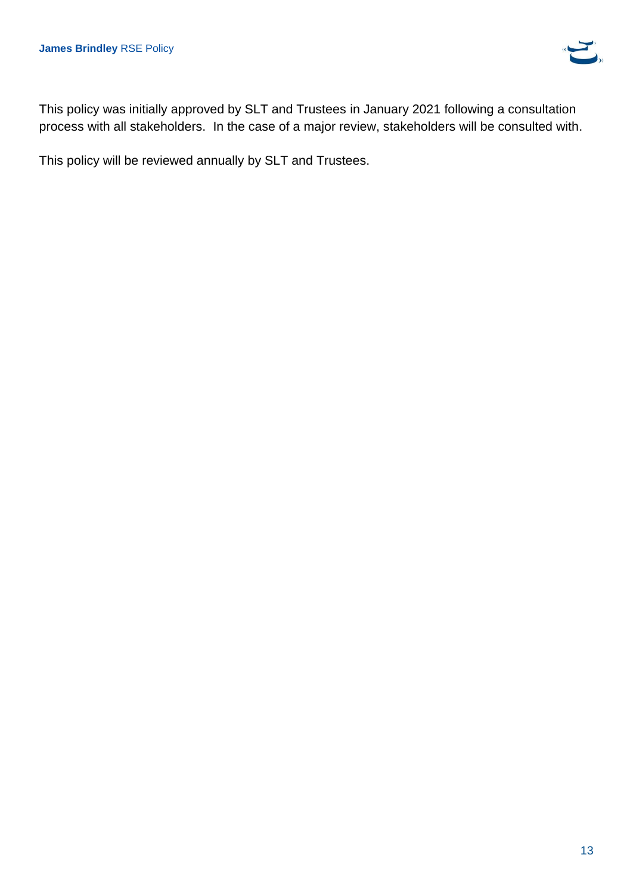This policy was initially approved by SLT and Trustees in January 2021 following a consultation process with all stakeholders.  In the case of a major review, stakeholders will be consulted with.

This policy will be reviewed annually by SLT and Trustees.